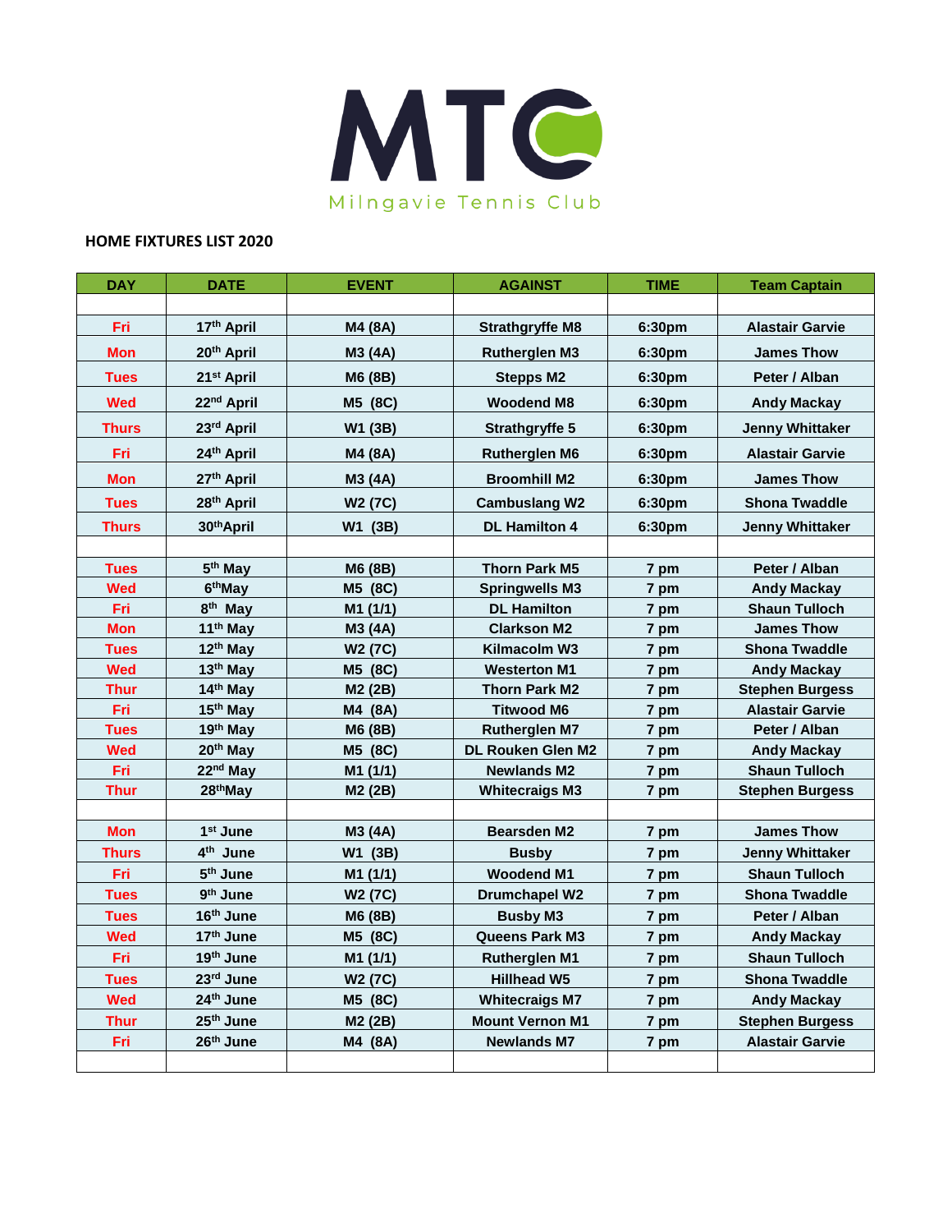MTC

Milngavie Tennis Club

**HOME FIXTURES LIST 2020**

| DAY | DATE | EVENT | AGAINST | TIME | Team Captain |
|---|---|---|---|---|---|
| | | | | | |
| Fri | 17th April | M4 (8A) | Strathgryffe M8 | 6:30pm | Alastair Garvie |
| Mon | 20th April | M3 (4A) | Rutherglen M3 | 6:30pm | James Thow |
| Tues | 21st April | M6 (8B) | Stepps M2 | 6:30pm | Peter / Alban |
| Wed | 22nd April | M5 (8C) | Woodend M8 | 6:30pm | Andy Mackay |
| Thurs | 23rd April | W1 (3B) | Strathgryffe 5 | 6:30pm | Jenny Whittaker |
| Fri | 24th April | M4 (8A) | Rutherglen M6 | 6:30pm | Alastair Garvie |
| Mon | 27th April | M3 (4A) | Broomhill M2 | 6:30pm | James Thow |
| Tues | 28th April | W2 (7C) | Cambuslang W2 | 6:30pm | Shona Twaddle |
| Thurs | 30thApril | W1 (3B) | DL Hamilton 4 | 6:30pm | Jenny Whittaker |
| | | | | | |
| Tues | 5th May | M6 (8B) | Thorn Park M5 | 7 pm | Peter / Alban |
| Wed | 6thMay | M5 (8C) | Springwells M3 | 7 pm | Andy Mackay |
| Fri | 8th May | M1 (1/1) | DL Hamilton | 7 pm | Shaun Tulloch |
| Mon | 11th May | M3 (4A) | Clarkson M2 | 7 pm | James Thow |
| Tues | 12th May | W2 (7C) | Kilmacolm W3 | 7 pm | Shona Twaddle |
| Wed | 13th May | M5 (8C) | Westerton M1 | 7 pm | Andy Mackay |
| Thur | 14th May | M2 (2B) | Thorn Park M2 | 7 pm | Stephen Burgess |
| Fri | 15th May | M4 (8A) | Titwood M6 | 7 pm | Alastair Garvie |
| Tues | 19th May | M6 (8B) | Rutherglen M7 | 7 pm | Peter / Alban |
| Wed | 20th May | M5 (8C) | DL Rouken Glen M2 | 7 pm | Andy Mackay |
| Fri | 22nd May | M1 (1/1) | Newlands M2 | 7 pm | Shaun Tulloch |
| Thur | 28thMay | M2 (2B) | Whitecraigs M3 | 7 pm | Stephen Burgess |
| | | | | | |
| Mon | 1st June | M3 (4A) | Bearsden M2 | 7 pm | James Thow |
| Thurs | 4th June | W1 (3B) | Busby | 7 pm | Jenny Whittaker |
| Fri | 5th June | M1 (1/1) | Woodend M1 | 7 pm | Shaun Tulloch |
| Tues | 9th June | W2 (7C) | Drumchapel W2 | 7 pm | Shona Twaddle |
| Tues | 16th June | M6 (8B) | Busby M3 | 7 pm | Peter / Alban |
| Wed | 17th June | M5 (8C) | Queens Park M3 | 7 pm | Andy Mackay |
| Fri | 19th June | M1 (1/1) | Rutherglen M1 | 7 pm | Shaun Tulloch |
| Tues | 23rd June | W2 (7C) | Hillhead W5 | 7 pm | Shona Twaddle |
| Wed | 24th June | M5 (8C) | Whitecraigs M7 | 7 pm | Andy Mackay |
| Thur | 25th June | M2 (2B) | Mount Vernon M1 | 7 pm | Stephen Burgess |
| Fri | 26th June | M4 (8A) | Newlands M7 | 7 pm | Alastair Garvie |
| | | | | | |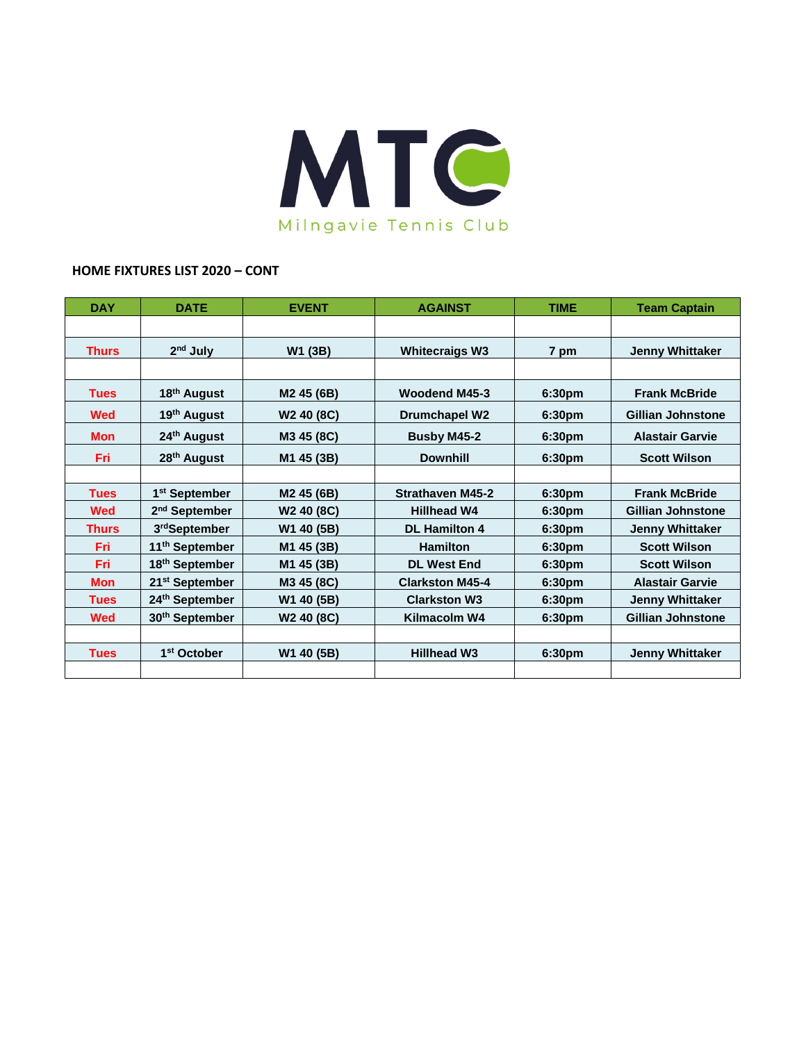MTC

Milngavie Tennis Club

**HOME FIXTURES LIST 2020 – CONT**

| DAY | DATE | EVENT | AGAINST | TIME | Team Captain |
|---|---|---|---|---|---|
| | | | | | |
| Thurs | 2nd July | W1 (3B) | Whitecraigs W3 | 7 pm | Jenny Whittaker |
| | | | | | |
| Tues | 18th August | M2 45 (6B) | Woodend M45-3 | 6:30pm | Frank McBride |
| Wed | 19th August | W2 40 (8C) | Drumchapel W2 | 6:30pm | Gillian Johnstone |
| Mon | 24th August | M3 45 (8C) | Busby M45-2 | 6:30pm | Alastair Garvie |
| Fri | 28th August | M1 45 (3B) | Downhill | 6:30pm | Scott Wilson |
| | | | | | |
| Tues | 1st September | M2 45 (6B) | Strathaven M45-2 | 6:30pm | Frank McBride |
| Wed | 2nd September | W2 40 (8C) | Hillhead W4 | 6:30pm | Gillian Johnstone |
| Thurs | 3rdSeptember | W1 40 (5B) | DL Hamilton 4 | 6:30pm | Jenny Whittaker |
| Fri | 11th September | M1 45 (3B) | Hamilton | 6:30pm | Scott Wilson |
| Fri | 18th September | M1 45 (3B) | DL West End | 6:30pm | Scott Wilson |
| Mon | 21st September | M3 45 (8C) | Clarkston M45-4 | 6:30pm | Alastair Garvie |
| Tues | 24th September | W1 40 (5B) | Clarkston W3 | 6:30pm | Jenny Whittaker |
| Wed | 30th September | W2 40 (8C) | Kilmacolm W4 | 6:30pm | Gillian Johnstone |
| | | | | | |
| Tues | 1st October | W1 40 (5B) | Hillhead W3 | 6:30pm | Jenny Whittaker |
| | | | | | |